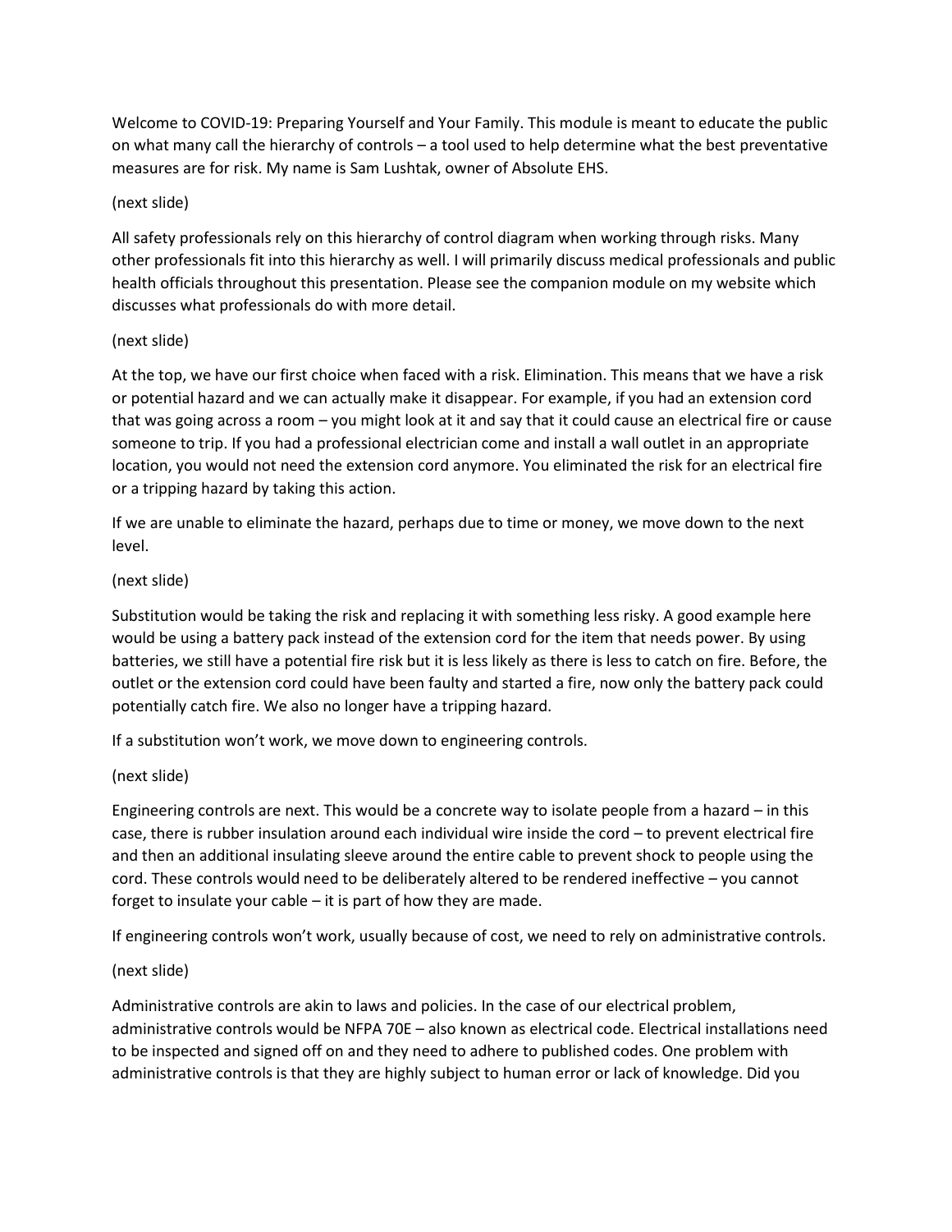Welcome to COVID-19: Preparing Yourself and Your Family. This module is meant to educate the public on what many call the hierarchy of controls – a tool used to help determine what the best preventative measures are for risk. My name is Sam Lushtak, owner of Absolute EHS.

(next slide)

All safety professionals rely on this hierarchy of control diagram when working through risks. Many other professionals fit into this hierarchy as well. I will primarily discuss medical professionals and public health officials throughout this presentation. Please see the companion module on my website which discusses what professionals do with more detail.

(next slide)

At the top, we have our first choice when faced with a risk. Elimination. This means that we have a risk or potential hazard and we can actually make it disappear. For example, if you had an extension cord that was going across a room – you might look at it and say that it could cause an electrical fire or cause someone to trip. If you had a professional electrician come and install a wall outlet in an appropriate location, you would not need the extension cord anymore. You eliminated the risk for an electrical fire or a tripping hazard by taking this action.

If we are unable to eliminate the hazard, perhaps due to time or money, we move down to the next level.

(next slide)

Substitution would be taking the risk and replacing it with something less risky. A good example here would be using a battery pack instead of the extension cord for the item that needs power. By using batteries, we still have a potential fire risk but it is less likely as there is less to catch on fire. Before, the outlet or the extension cord could have been faulty and started a fire, now only the battery pack could potentially catch fire. We also no longer have a tripping hazard.

If a substitution won't work, we move down to engineering controls.

(next slide)

Engineering controls are next. This would be a concrete way to isolate people from a hazard – in this case, there is rubber insulation around each individual wire inside the cord – to prevent electrical fire and then an additional insulating sleeve around the entire cable to prevent shock to people using the cord. These controls would need to be deliberately altered to be rendered ineffective – you cannot forget to insulate your cable – it is part of how they are made.

If engineering controls won't work, usually because of cost, we need to rely on administrative controls.

(next slide)

Administrative controls are akin to laws and policies. In the case of our electrical problem, administrative controls would be NFPA 70E – also known as electrical code. Electrical installations need to be inspected and signed off on and they need to adhere to published codes. One problem with administrative controls is that they are highly subject to human error or lack of knowledge. Did you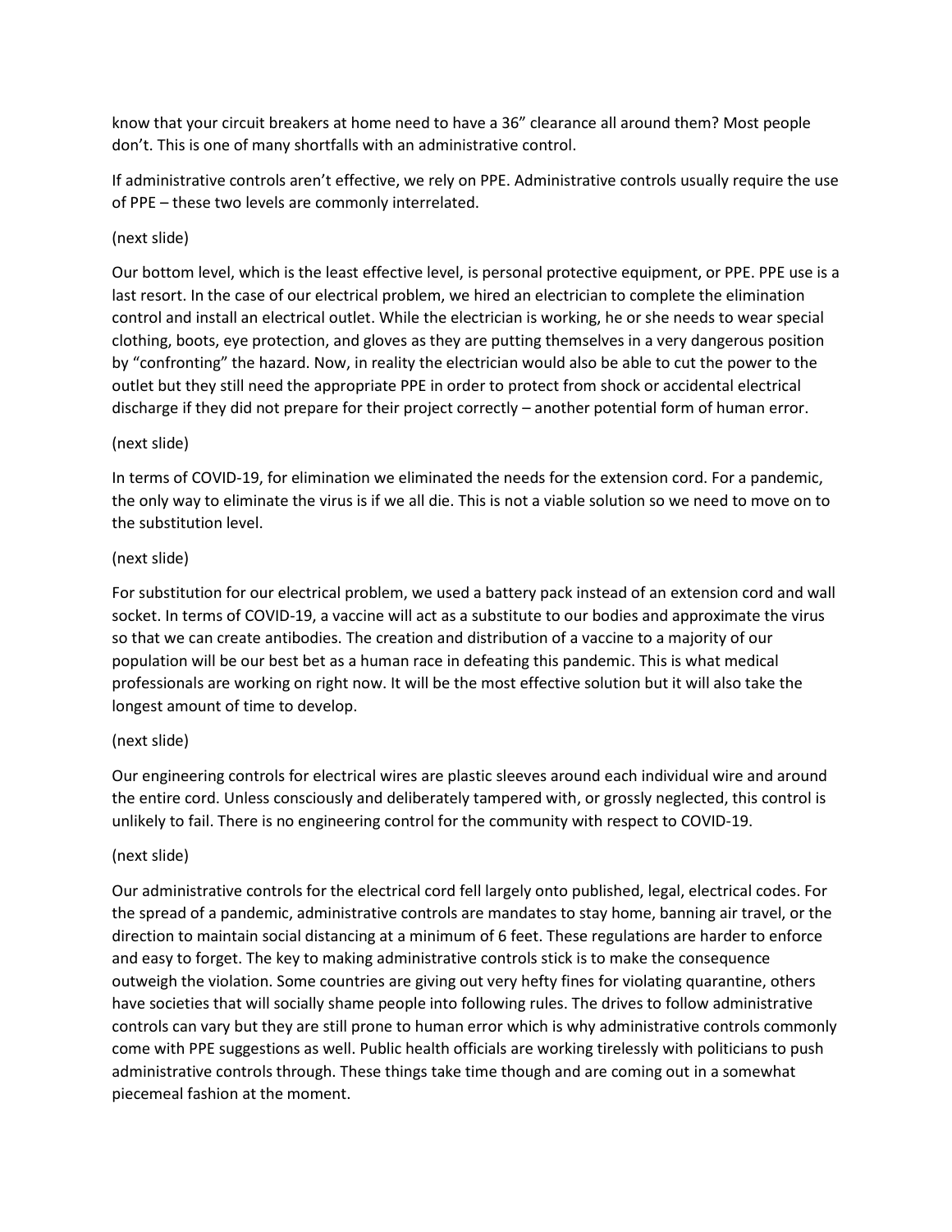know that your circuit breakers at home need to have a 36" clearance all around them? Most people don't. This is one of many shortfalls with an administrative control.

If administrative controls aren't effective, we rely on PPE. Administrative controls usually require the use of PPE – these two levels are commonly interrelated.

(next slide)

Our bottom level, which is the least effective level, is personal protective equipment, or PPE. PPE use is a last resort. In the case of our electrical problem, we hired an electrician to complete the elimination control and install an electrical outlet. While the electrician is working, he or she needs to wear special clothing, boots, eye protection, and gloves as they are putting themselves in a very dangerous position by "confronting" the hazard. Now, in reality the electrician would also be able to cut the power to the outlet but they still need the appropriate PPE in order to protect from shock or accidental electrical discharge if they did not prepare for their project correctly – another potential form of human error.

(next slide)

In terms of COVID-19, for elimination we eliminated the needs for the extension cord. For a pandemic, the only way to eliminate the virus is if we all die. This is not a viable solution so we need to move on to the substitution level.

(next slide)

For substitution for our electrical problem, we used a battery pack instead of an extension cord and wall socket. In terms of COVID-19, a vaccine will act as a substitute to our bodies and approximate the virus so that we can create antibodies. The creation and distribution of a vaccine to a majority of our population will be our best bet as a human race in defeating this pandemic. This is what medical professionals are working on right now. It will be the most effective solution but it will also take the longest amount of time to develop.

(next slide)

Our engineering controls for electrical wires are plastic sleeves around each individual wire and around the entire cord. Unless consciously and deliberately tampered with, or grossly neglected, this control is unlikely to fail. There is no engineering control for the community with respect to COVID-19.

(next slide)

Our administrative controls for the electrical cord fell largely onto published, legal, electrical codes. For the spread of a pandemic, administrative controls are mandates to stay home, banning air travel, or the direction to maintain social distancing at a minimum of 6 feet. These regulations are harder to enforce and easy to forget. The key to making administrative controls stick is to make the consequence outweigh the violation. Some countries are giving out very hefty fines for violating quarantine, others have societies that will socially shame people into following rules. The drives to follow administrative controls can vary but they are still prone to human error which is why administrative controls commonly come with PPE suggestions as well. Public health officials are working tirelessly with politicians to push administrative controls through. These things take time though and are coming out in a somewhat piecemeal fashion at the moment.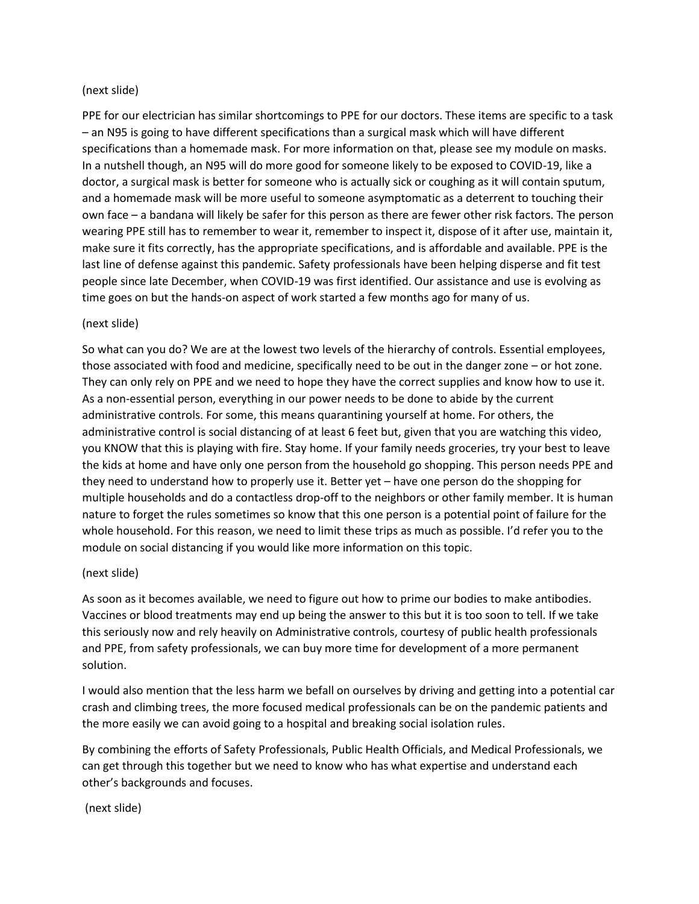(next slide)

PPE for our electrician has similar shortcomings to PPE for our doctors. These items are specific to a task – an N95 is going to have different specifications than a surgical mask which will have different specifications than a homemade mask. For more information on that, please see my module on masks. In a nutshell though, an N95 will do more good for someone likely to be exposed to COVID-19, like a doctor, a surgical mask is better for someone who is actually sick or coughing as it will contain sputum, and a homemade mask will be more useful to someone asymptomatic as a deterrent to touching their own face – a bandana will likely be safer for this person as there are fewer other risk factors. The person wearing PPE still has to remember to wear it, remember to inspect it, dispose of it after use, maintain it, make sure it fits correctly, has the appropriate specifications, and is affordable and available. PPE is the last line of defense against this pandemic. Safety professionals have been helping disperse and fit test people since late December, when COVID-19 was first identified. Our assistance and use is evolving as time goes on but the hands-on aspect of work started a few months ago for many of us.

(next slide)

So what can you do? We are at the lowest two levels of the hierarchy of controls. Essential employees, those associated with food and medicine, specifically need to be out in the danger zone – or hot zone. They can only rely on PPE and we need to hope they have the correct supplies and know how to use it. As a non-essential person, everything in our power needs to be done to abide by the current administrative controls. For some, this means quarantining yourself at home. For others, the administrative control is social distancing of at least 6 feet but, given that you are watching this video, you KNOW that this is playing with fire. Stay home. If your family needs groceries, try your best to leave the kids at home and have only one person from the household go shopping. This person needs PPE and they need to understand how to properly use it. Better yet – have one person do the shopping for multiple households and do a contactless drop-off to the neighbors or other family member. It is human nature to forget the rules sometimes so know that this one person is a potential point of failure for the whole household. For this reason, we need to limit these trips as much as possible. I'd refer you to the module on social distancing if you would like more information on this topic.

(next slide)

As soon as it becomes available, we need to figure out how to prime our bodies to make antibodies. Vaccines or blood treatments may end up being the answer to this but it is too soon to tell. If we take this seriously now and rely heavily on Administrative controls, courtesy of public health professionals and PPE, from safety professionals, we can buy more time for development of a more permanent solution.

I would also mention that the less harm we befall on ourselves by driving and getting into a potential car crash and climbing trees, the more focused medical professionals can be on the pandemic patients and the more easily we can avoid going to a hospital and breaking social isolation rules.

By combining the efforts of Safety Professionals, Public Health Officials, and Medical Professionals, we can get through this together but we need to know who has what expertise and understand each other's backgrounds and focuses.

(next slide)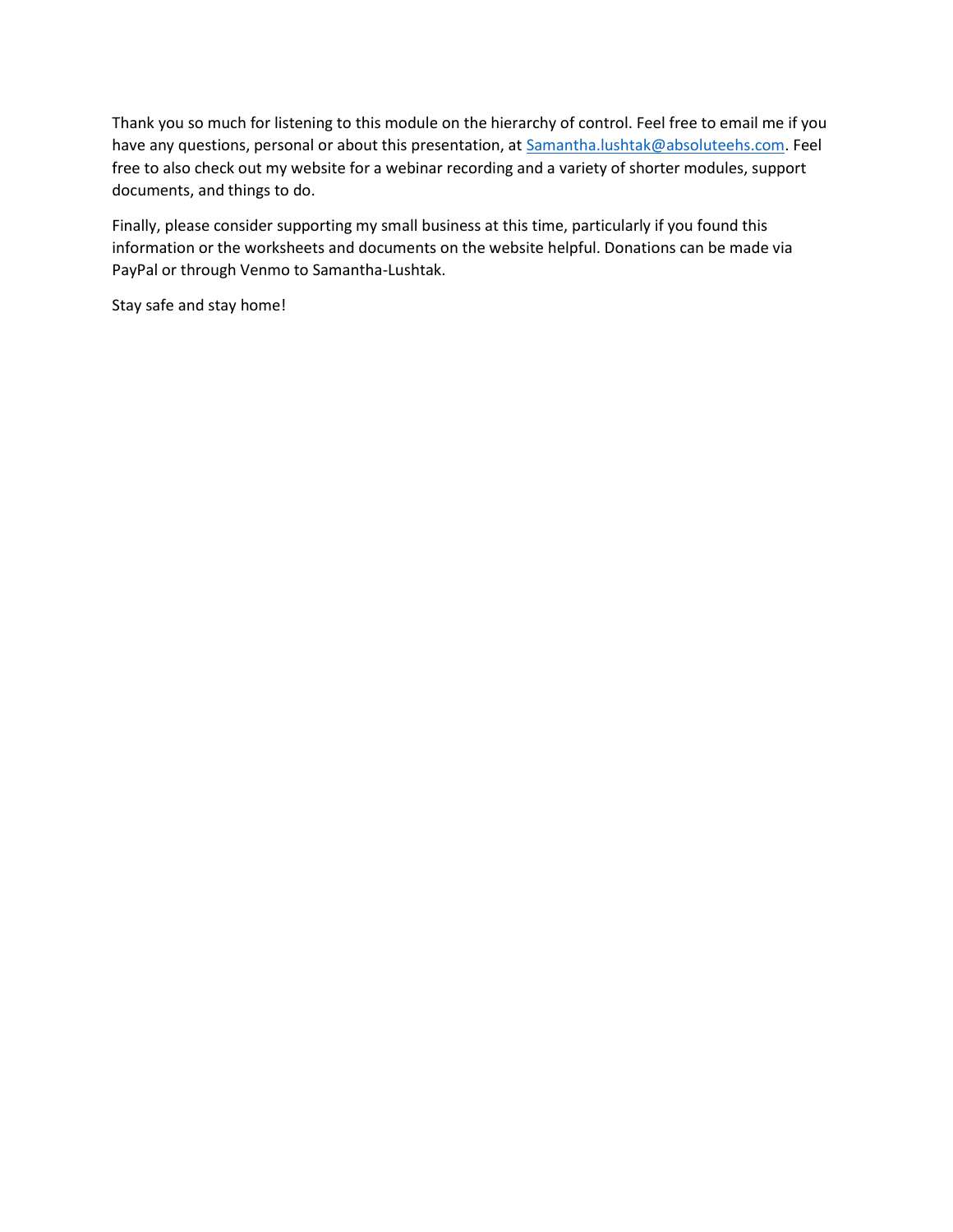Thank you so much for listening to this module on the hierarchy of control. Feel free to email me if you have any questions, personal or about this presentation, at Samantha.lushtak@absoluteehs.com. Feel free to also check out my website for a webinar recording and a variety of shorter modules, support documents, and things to do.

Finally, please consider supporting my small business at this time, particularly if you found this information or the worksheets and documents on the website helpful. Donations can be made via PayPal or through Venmo to Samantha-Lushtak.

Stay safe and stay home!